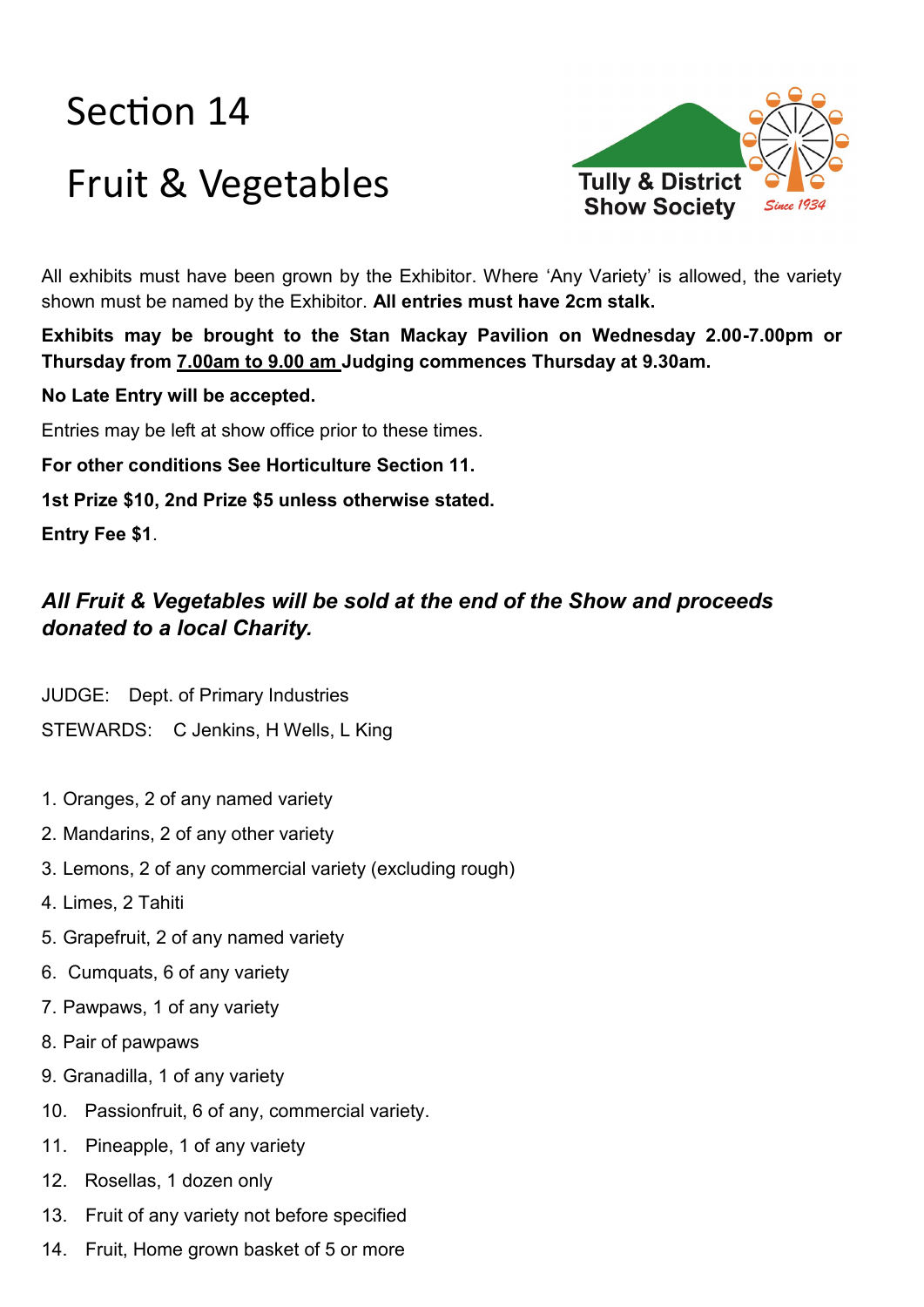# Section 14

# Fruit & Vegetables

Tully & District Show Society

Since 1934

All exhibits must have been grown by the Exhibitor. Where 'Any Variety' is allowed, the variety shown must be named by the Exhibitor. **All entries must have 2cm stalk.**

**Exhibits may be brought to the Stan Mackay Pavilion on Wednesday 2.00-7.00pm or Thursday from 7.00am to 9.00 am Judging commences Thursday at 9.30am.**

**No Late Entry will be accepted.**

Entries may be left at show office prior to these times.

**For other conditions See Horticulture Section 11.**

**1st Prize $10, 2nd Prize $5 unless otherwise stated.**

**Entry Fee $1**.

***All Fruit & Vegetables will be sold at the end of the Show and proceeds donated to a local Charity.***

JUDGE: Dept. of Primary Industries

STEWARDS: C Jenkins, H Wells, L King

1. Oranges, 2 of any named variety
2. Mandarins, 2 of any other variety
3. Lemons, 2 of any commercial variety (excluding rough)
4. Limes, 2 Tahiti
5. Grapefruit, 2 of any named variety
6. Cumquats, 6 of any variety
7. Pawpaws, 1 of any variety
8. Pair of pawpaws
9. Granadilla, 1 of any variety
10. Passionfruit, 6 of any, commercial variety.
11. Pineapple, 1 of any variety
12. Rosellas, 1 dozen only
13. Fruit of any variety not before specified
14. Fruit, Home grown basket of 5 or more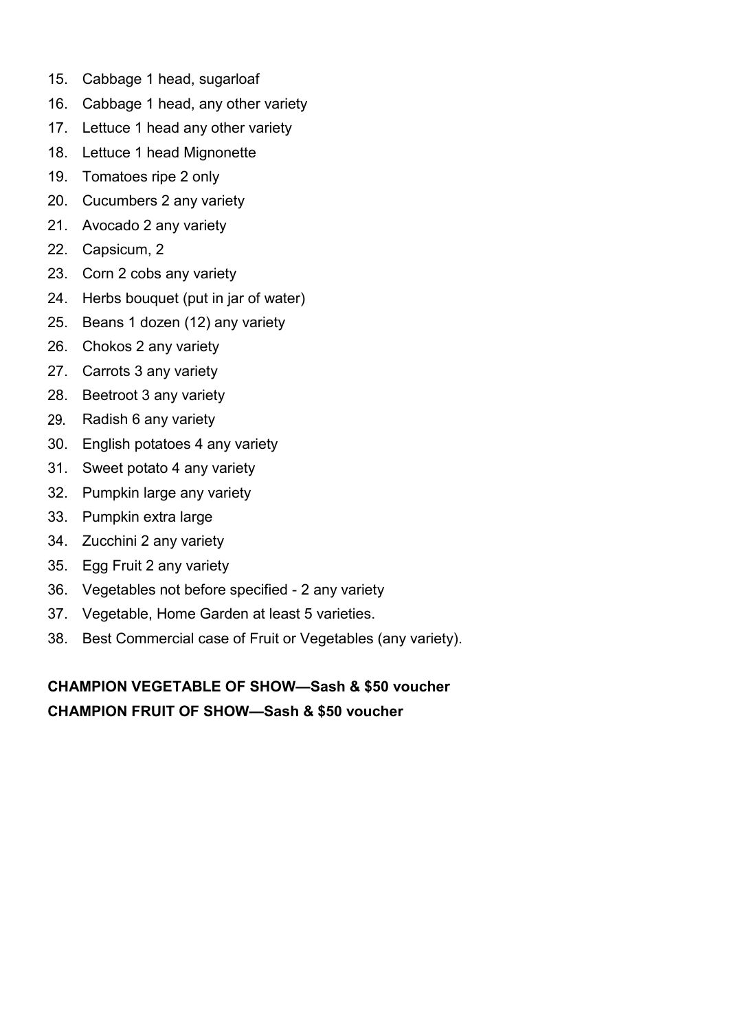15. Cabbage 1 head, sugarloaf
16. Cabbage 1 head, any other variety
17. Lettuce 1 head any other variety
18. Lettuce 1 head Mignonette
19. Tomatoes ripe 2 only
20. Cucumbers 2 any variety
21. Avocado 2 any variety
22. Capsicum, 2
23. Corn 2 cobs any variety
24. Herbs bouquet (put in jar of water)
25. Beans 1 dozen (12) any variety
26. Chokos 2 any variety
27. Carrots 3 any variety
28. Beetroot 3 any variety
29. Radish 6 any variety
30. English potatoes 4 any variety
31. Sweet potato 4 any variety
32. Pumpkin large any variety
33. Pumpkin extra large
34. Zucchini 2 any variety
35. Egg Fruit 2 any variety
36. Vegetables not before specified - 2 any variety
37. Vegetable, Home Garden at least 5 varieties.
38. Best Commercial case of Fruit or Vegetables (any variety).

**CHAMPION VEGETABLE OF SHOW—Sash & $50 voucher**
**CHAMPION FRUIT OF SHOW—Sash & $50 voucher**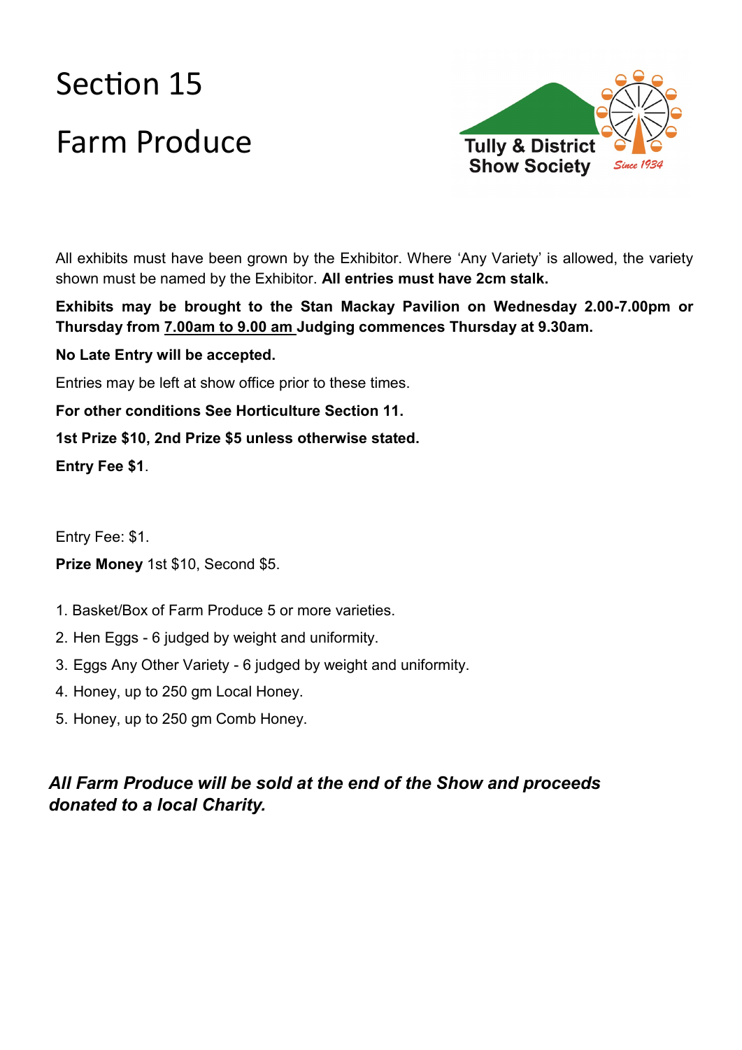# Section 15

# Farm Produce

Tully & District Show Society Since 1934

All exhibits must have been grown by the Exhibitor. Where 'Any Variety' is allowed, the variety shown must be named by the Exhibitor. **All entries must have 2cm stalk.**

**Exhibits may be brought to the Stan Mackay Pavilion on Wednesday 2.00-7.00pm or Thursday from <u>7.00am to 9.00 am</u> Judging commences Thursday at 9.30am.**

**No Late Entry will be accepted.**

Entries may be left at show office prior to these times.

**For other conditions See Horticulture Section 11.**

**1st Prize $10, 2nd Prize $5 unless otherwise stated.**

**Entry Fee $1**.

Entry Fee: $1.

**Prize Money** 1st $10, Second $5.

1. Basket/Box of Farm Produce 5 or more varieties.
2. Hen Eggs - 6 judged by weight and uniformity.
3. Eggs Any Other Variety - 6 judged by weight and uniformity.
4. Honey, up to 250 gm Local Honey.
5. Honey, up to 250 gm Comb Honey.

***All Farm Produce will be sold at the end of the Show and proceeds donated to a local Charity.***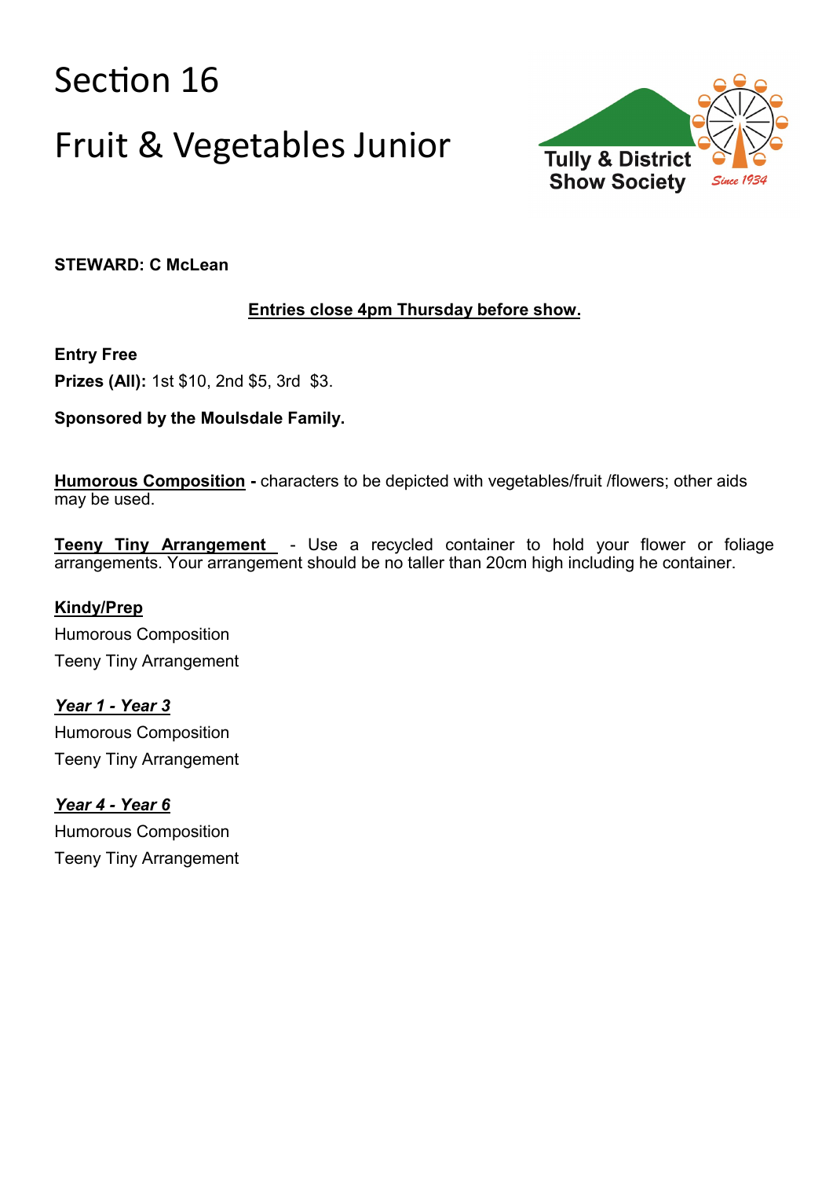# Section 16

# Fruit & Vegetables Junior

Tully & District Show Society

Since 1934

**STEWARD: C McLean**

**Entries close 4pm Thursday before show.**

**Entry Free**

**Prizes (All):** 1st $10, 2nd $5, 3rd $3.

**Sponsored by the Moulsdale Family.**

**Humorous Composition -** characters to be depicted with vegetables/fruit /flowers; other aids may be used.

**Teeny Tiny Arrangement** - Use a recycled container to hold your flower or foliage arrangements. Your arrangement should be no taller than 20cm high including he container.

**Kindy/Prep**

Humorous Composition

Teeny Tiny Arrangement

***Year 1 - Year 3***

Humorous Composition

Teeny Tiny Arrangement

***Year 4 - Year 6***

Humorous Composition

Teeny Tiny Arrangement